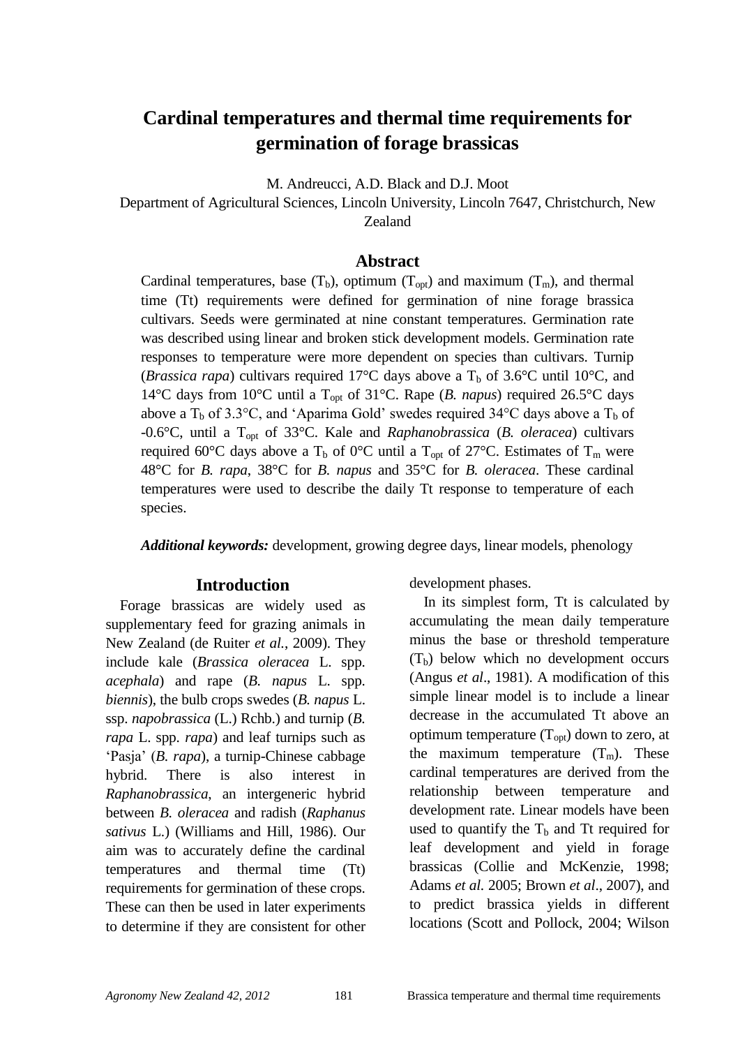# Cardinal temperatures and thermal time requirements for germination of forage brassicas

M. Andreucci, A.D. Black and D.J. Moot

Department of Agricultural Sciences, Lincoln University, Lincoln 7647, Christchurch, New Zealand

## Abstract

Cardinal temperatures, base ($T_b$), optimum ($T_{opt}$) and maximum ($T_m$), and thermal time (Tt) requirements were defined for germination of nine forage brassica cultivars. Seeds were germinated at nine constant temperatures. Germination rate was described using linear and broken stick development models. Germination rate responses to temperature were more dependent on species than cultivars. Turnip (*Brassica rapa*) cultivars required 17°C days above a $T_b$ of 3.6°C until 10°C, and 14°C days from 10°C until a $T_{opt}$ of 31°C. Rape (*B. napus*) required 26.5°C days above a $T_b$ of 3.3°C, and 'Aparima Gold' swedes required 34°C days above a $T_b$ of -0.6°C, until a $T_{opt}$ of 33°C. Kale and *Raphanobrassica* (*B. oleracea*) cultivars required 60°C days above a $T_b$ of 0°C until a $T_{opt}$ of 27°C. Estimates of $T_m$ were 48°C for *B. rapa*, 38°C for *B. napus* and 35°C for *B. oleracea*. These cardinal temperatures were used to describe the daily Tt response to temperature of each species.

***Additional keywords:*** development, growing degree days, linear models, phenology

## Introduction

Forage brassicas are widely used as supplementary feed for grazing animals in New Zealand (de Ruiter *et al.*, 2009). They include kale (*Brassica oleracea* L. spp. *acephala*) and rape (*B. napus* L. spp. *biennis*), the bulb crops swedes (*B. napus* L. ssp. *napobrassica* (L.) Rchb.) and turnip (*B. rapa* L. spp. *rapa*) and leaf turnips such as 'Pasja' (*B. rapa*), a turnip-Chinese cabbage hybrid. There is also interest in *Raphanobrassica*, an intergeneric hybrid between *B. oleracea* and radish (*Raphanus sativus* L.) (Williams and Hill, 1986). Our aim was to accurately define the cardinal temperatures and thermal time (Tt) requirements for germination of these crops. These can then be used in later experiments to determine if they are consistent for other development phases.

In its simplest form, Tt is calculated by accumulating the mean daily temperature minus the base or threshold temperature ($T_b$) below which no development occurs (Angus *et al*., 1981). A modification of this simple linear model is to include a linear decrease in the accumulated Tt above an optimum temperature ($T_{opt}$) down to zero, at the maximum temperature ($T_m$). These cardinal temperatures are derived from the relationship between temperature and development rate. Linear models have been used to quantify the $T_b$ and Tt required for leaf development and yield in forage brassicas (Collie and McKenzie, 1998; Adams *et al.* 2005; Brown *et al*., 2007), and to predict brassica yields in different locations (Scott and Pollock, 2004; Wilson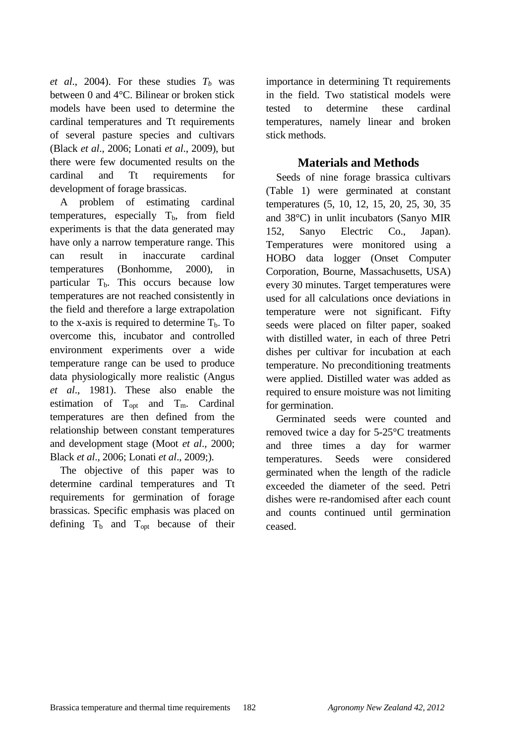*et al*., 2004). For these studies $T_b$ was between 0 and 4°C. Bilinear or broken stick models have been used to determine the cardinal temperatures and Tt requirements of several pasture species and cultivars (Black *et al*., 2006; Lonati *et al*., 2009), but there were few documented results on the cardinal and Tt requirements for development of forage brassicas.

A problem of estimating cardinal temperatures, especially $T_b$, from field experiments is that the data generated may have only a narrow temperature range. This can result in inaccurate cardinal temperatures (Bonhomme, 2000), in particular $T_b$. This occurs because low temperatures are not reached consistently in the field and therefore a large extrapolation to the x-axis is required to determine $T_b$. To overcome this, incubator and controlled environment experiments over a wide temperature range can be used to produce data physiologically more realistic (Angus *et al*., 1981). These also enable the estimation of $T_{opt}$ and $T_m$. Cardinal temperatures are then defined from the relationship between constant temperatures and development stage (Moot *et al*., 2000; Black *et al*., 2006; Lonati *et al*., 2009;).

The objective of this paper was to determine cardinal temperatures and Tt requirements for germination of forage brassicas. Specific emphasis was placed on defining $T_b$ and $T_{opt}$ because of their importance in determining Tt requirements in the field. Two statistical models were tested to determine these cardinal temperatures, namely linear and broken stick methods.

## Materials and Methods

Seeds of nine forage brassica cultivars (Table 1) were germinated at constant temperatures (5, 10, 12, 15, 20, 25, 30, 35 and 38°C) in unlit incubators (Sanyo MIR 152, Sanyo Electric Co., Japan). Temperatures were monitored using a HOBO data logger (Onset Computer Corporation, Bourne, Massachusetts, USA) every 30 minutes. Target temperatures were used for all calculations once deviations in temperature were not significant. Fifty seeds were placed on filter paper, soaked with distilled water, in each of three Petri dishes per cultivar for incubation at each temperature. No preconditioning treatments were applied. Distilled water was added as required to ensure moisture was not limiting for germination.

Germinated seeds were counted and removed twice a day for 5-25°C treatments and three times a day for warmer temperatures. Seeds were considered germinated when the length of the radicle exceeded the diameter of the seed. Petri dishes were re-randomised after each count and counts continued until germination ceased.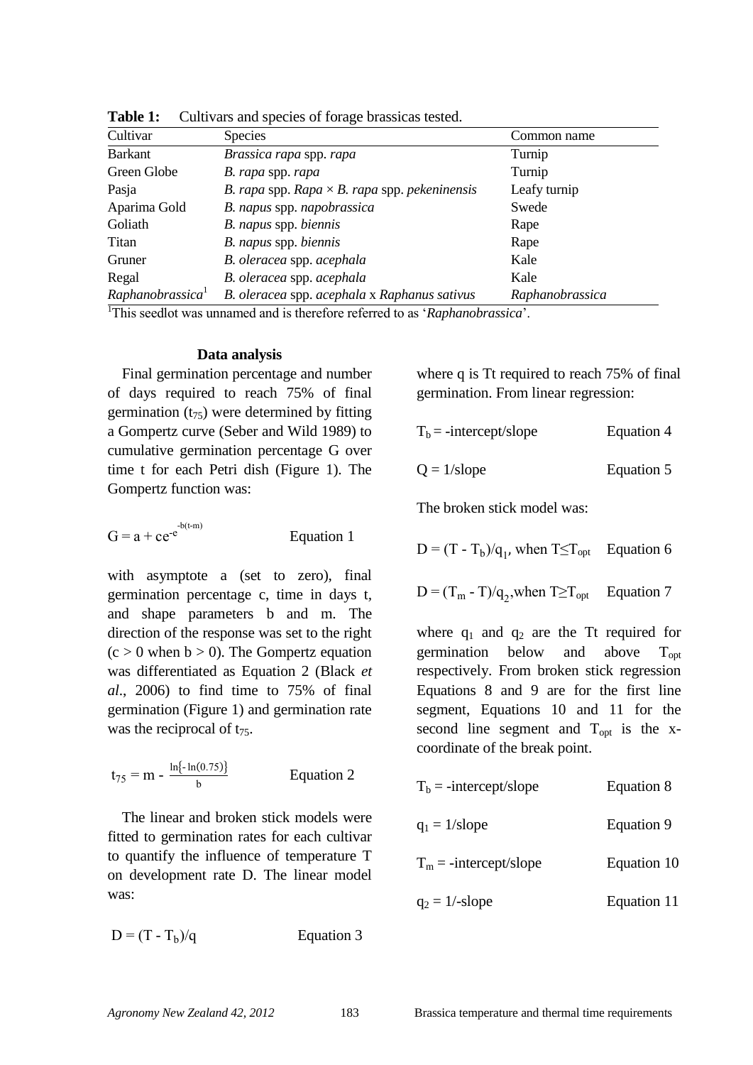**Table 1:** Cultivars and species of forage brassicas tested.

| Cultivar | Species | Common name |
|---|---|---|
| Barkant | *Brassica rapa* spp. *rapa* | Turnip |
| Green Globe | *B. rapa* spp. *rapa* | Turnip |
| Pasja | *B. rapa* spp. *Rapa* × *B. rapa* spp. *pekeninensis* | Leafy turnip |
| Aparima Gold | *B. napus* spp. *napobrassica* | Swede |
| Goliath | *B. napus* spp. *biennis* | Rape |
| Titan | *B. napus* spp. *biennis* | Rape |
| Gruner | *B. oleracea* spp. *acephala* | Kale |
| Regal | *B. oleracea* spp. *acephala* | Kale |
| *Raphanobrassica*[1] | *B. oleracea* spp. *acephala* x *Raphanus sativus* | *Raphanobrassica* |

[1]This seedlot was unnamed and is therefore referred to as '*Raphanobrassica*'.

#### Data analysis

Final germination percentage and number of days required to reach 75% of final germination ($t_{75}$) were determined by fitting a Gompertz curve (Seber and Wild 1989) to cumulative germination percentage G over time t for each Petri dish (Figure 1). The Gompertz function was:

$$G = a + ce^{-e^{-b(t-m)}} \qquad \text{Equation 1}$$

with asymptote a (set to zero), final germination percentage c, time in days t, and shape parameters b and m. The direction of the response was set to the right ($c > 0$ when $b > 0$). The Gompertz equation was differentiated as Equation 2 (Black *et al*., 2006) to find time to 75% of final germination (Figure 1) and germination rate was the reciprocal of $t_{75}$.

$$t_{75} = m - \frac{\ln\{-\ln(0.75)\}}{b} \qquad \text{Equation 2}$$

The linear and broken stick models were fitted to germination rates for each cultivar to quantify the influence of temperature T on development rate D. The linear model was:

$$D = (T - T_b)/q \qquad \text{Equation 3}$$

where q is Tt required to reach 75% of final germination. From linear regression:

$$T_b = \text{-intercept/slope} \qquad \text{Equation 4}$$

$$Q = 1/\text{slope} \qquad \text{Equation 5}$$

The broken stick model was:

$$D = (T - T_b)/q_1, \text{ when } T \leq T_{opt} \qquad \text{Equation 6}$$

$$D = (T_m - T)/q_2, \text{when } T \geq T_{opt} \qquad \text{Equation 7}$$

where $q_1$ and $q_2$ are the Tt required for germination below and above $T_{opt}$ respectively. From broken stick regression Equations 8 and 9 are for the first line segment, Equations 10 and 11 for the second line segment and $T_{opt}$ is the x-coordinate of the break point.

$$T_b = \text{-intercept/slope} \qquad \text{Equation 8}$$

$$q_1 = 1/\text{slope} \qquad \text{Equation 9}$$

$$T_m = \text{-intercept/slope} \qquad \text{Equation 10}$$

$$q_2 = 1/\text{-slope} \qquad \text{Equation 11}$$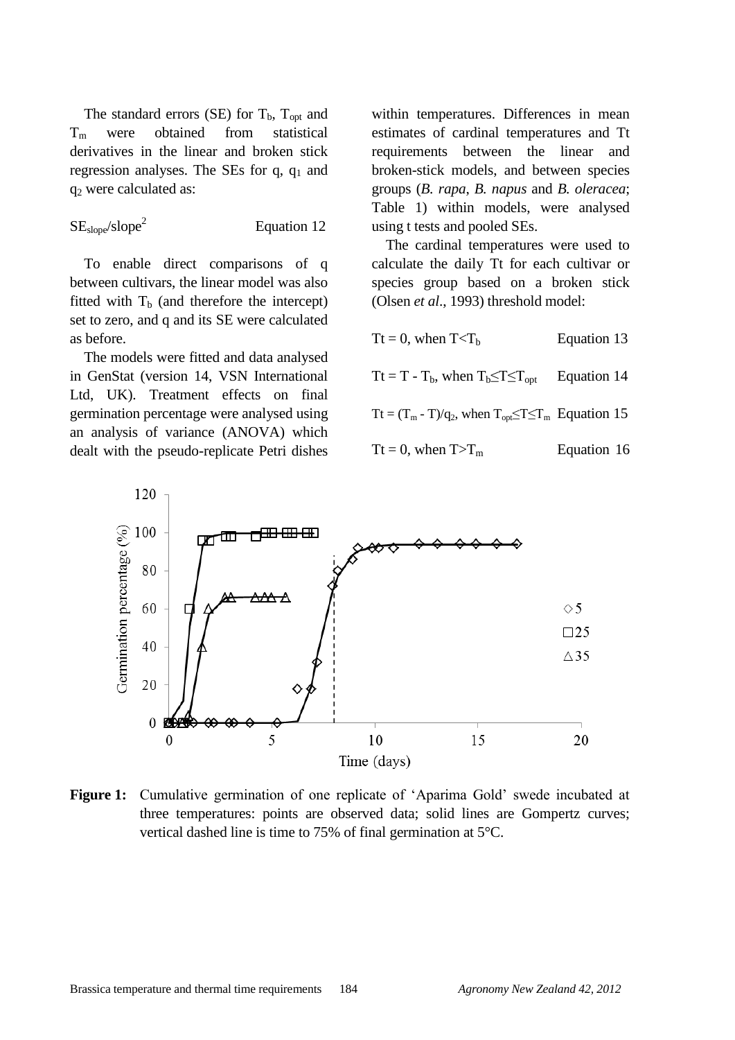The standard errors (SE) for $T_b$, $T_{opt}$ and $T_m$ were obtained from statistical derivatives in the linear and broken stick regression analyses. The SEs for q, $q_1$ and $q_2$ were calculated as:

$$SE_{slope}/slope^2 \quad \text{Equation 12}$$

To enable direct comparisons of q between cultivars, the linear model was also fitted with $T_b$ (and therefore the intercept) set to zero, and q and its SE were calculated as before.

The models were fitted and data analysed in GenStat (version 14, VSN International Ltd, UK). Treatment effects on final germination percentage were analysed using an analysis of variance (ANOVA) which dealt with the pseudo-replicate Petri dishes within temperatures. Differences in mean estimates of cardinal temperatures and Tt requirements between the linear and broken-stick models, and between species groups (*B. rapa*, *B. napus* and *B. oleracea*; Table 1) within models, were analysed using t tests and pooled SEs.

The cardinal temperatures were used to calculate the daily Tt for each cultivar or species group based on a broken stick (Olsen *et al*., 1993) threshold model:

$$Tt = 0, \text{ when } T < T_b \quad \text{Equation 13}$$

$$Tt = T - T_b, \text{ when } T_b \leq T \leq T_{opt} \quad \text{Equation 14}$$

$$Tt = (T_m - T)/q_2, \text{ when } T_{opt} \leq T \leq T_m \quad \text{Equation 15}$$

$$Tt = 0, \text{ when } T > T_m \quad \text{Equation 16}$$

**Figure 1:** Cumulative germination of one replicate of 'Aparima Gold' swede incubated at three temperatures: points are observed data; solid lines are Gompertz curves; vertical dashed line is time to 75% of final germination at 5°C.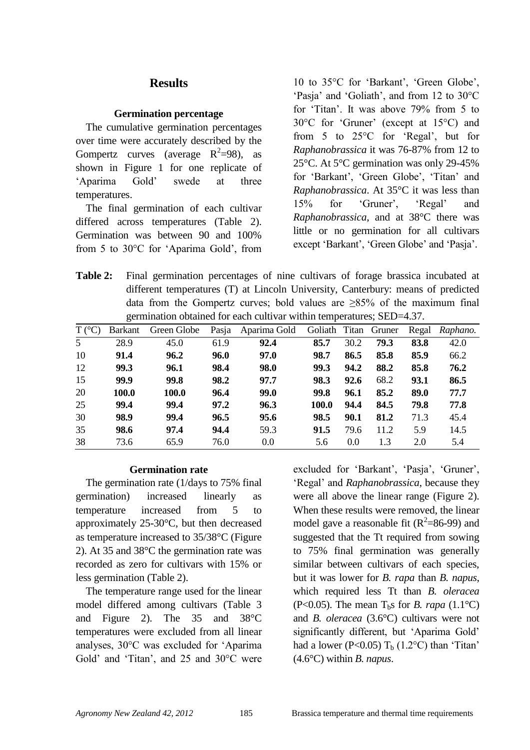## Results

### Germination percentage

The cumulative germination percentages over time were accurately described by the Gompertz curves (average $R^2$=98), as shown in Figure 1 for one replicate of 'Aparima Gold' swede at three temperatures.

The final germination of each cultivar differed across temperatures (Table 2). Germination was between 90 and 100% from 5 to 30°C for 'Aparima Gold', from 10 to 35°C for 'Barkant', 'Green Globe', 'Pasja' and 'Goliath', and from 12 to 30°C for 'Titan'. It was above 79% from 5 to 30°C for 'Gruner' (except at 15°C) and from 5 to 25°C for 'Regal', but for *Raphanobrassica* it was 76-87% from 12 to 25°C. At 5°C germination was only 29-45% for 'Barkant', 'Green Globe', 'Titan' and *Raphanobrassica*. At 35°C it was less than 15% for 'Gruner', 'Regal' and *Raphanobrassica*, and at 38°C there was little or no germination for all cultivars except 'Barkant', 'Green Globe' and 'Pasja'.

**Table 2:** Final germination percentages of nine cultivars of forage brassica incubated at different temperatures (T) at Lincoln University, Canterbury: means of predicted data from the Gompertz curves; bold values are ≥85% of the maximum final germination obtained for each cultivar within temperatures; SED=4.37.

| T (°C) | Barkant | Green Globe | Pasja | Aparima Gold | Goliath | Titan | Gruner | Regal | *Raphano.* |
|---|---|---|---|---|---|---|---|---|---|
| 5 | 28.9 | 45.0 | 61.9 | **92.4** | **85.7** | 30.2 | **79.3** | **83.8** | 42.0 |
| 10 | **91.4** | **96.2** | **96.0** | **97.0** | **98.7** | **86.5** | **85.8** | **85.9** | 66.2 |
| 12 | **99.3** | **96.1** | **98.4** | **98.0** | **99.3** | **94.2** | **88.2** | **85.8** | **76.2** |
| 15 | **99.9** | **99.8** | **98.2** | **97.7** | **98.3** | **92.6** | 68.2 | **93.1** | **86.5** |
| 20 | **100.0** | **100.0** | **96.4** | **99.0** | **99.8** | **96.1** | **85.2** | **89.0** | **77.7** |
| 25 | **99.4** | **99.4** | **97.2** | **96.3** | **100.0** | **94.4** | **84.5** | **79.8** | **77.8** |
| 30 | **98.9** | **99.4** | **96.5** | **95.6** | **98.5** | **90.1** | **81.2** | 71.3 | 45.4 |
| 35 | **98.6** | **97.4** | **94.4** | 59.3 | **91.5** | 79.6 | 11.2 | 5.9 | 14.5 |
| 38 | 73.6 | 65.9 | 76.0 | 0.0 | 5.6 | 0.0 | 1.3 | 2.0 | 5.4 |

### Germination rate

The germination rate (1/days to 75% final germination) increased linearly as temperature increased from 5 to approximately 25-30°C, but then decreased as temperature increased to 35/38°C (Figure 2). At 35 and 38°C the germination rate was recorded as zero for cultivars with 15% or less germination (Table 2).

The temperature range used for the linear model differed among cultivars (Table 3 and Figure 2). The 35 and 38°C temperatures were excluded from all linear analyses, 30°C was excluded for 'Aparima Gold' and 'Titan', and 25 and 30°C were excluded for 'Barkant', 'Pasja', 'Gruner', 'Regal' and *Raphanobrassica*, because they were all above the linear range (Figure 2). When these results were removed, the linear model gave a reasonable fit ($R^2$=86-99) and suggested that the Tt required from sowing to 75% final germination was generally similar between cultivars of each species, but it was lower for *B. rapa* than *B. napus*, which required less Tt than *B. oleracea* ($P<0.05$). The mean $T_b$s for *B. rapa* (1.1°C) and *B. oleracea* (3.6°C) cultivars were not significantly different, but 'Aparima Gold' had a lower ($P<0.05$) $T_b$ (1.2°C) than 'Titan' (4.6°C) within *B. napus*.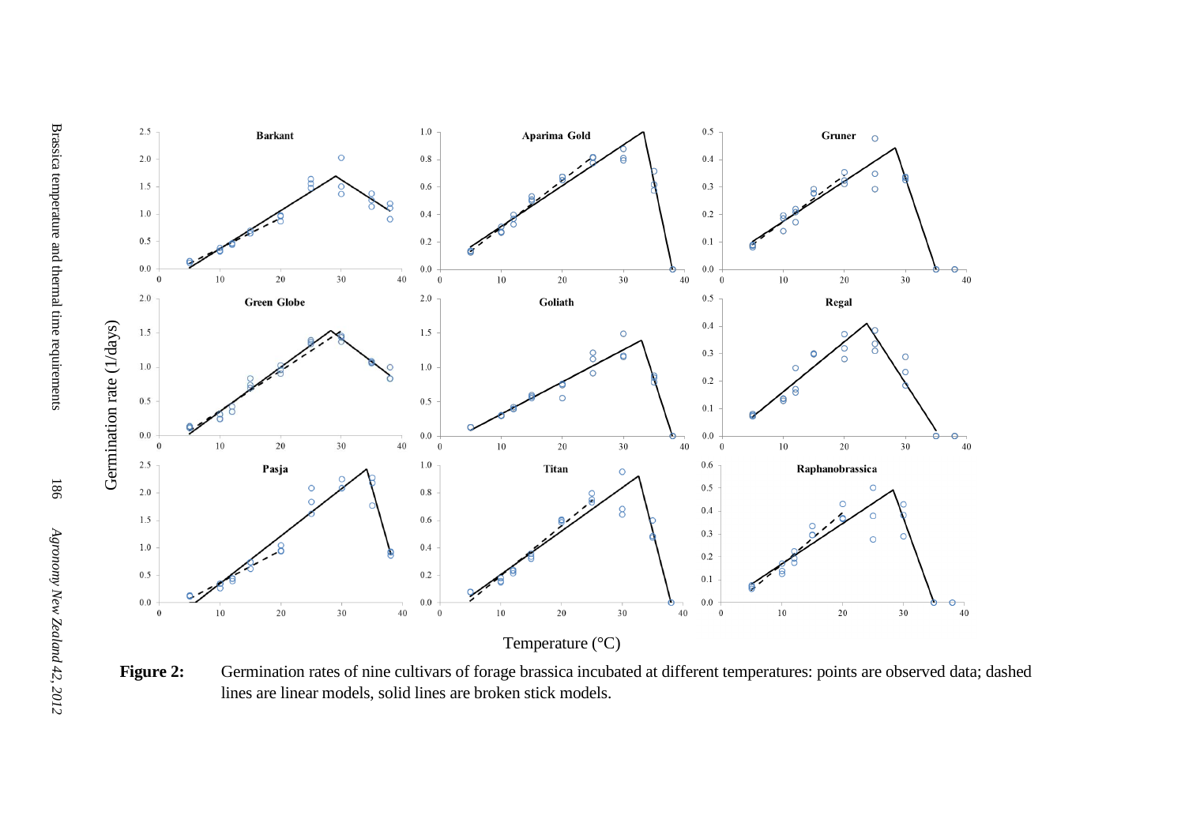**Figure 2:** Germination rates of nine cultivars of forage brassica incubated at different temperatures: points are observed data; dashed lines are linear models, solid lines are broken stick models.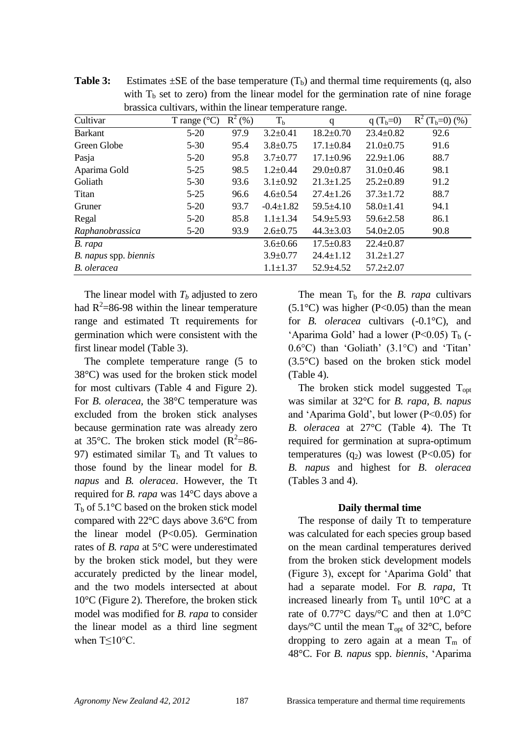**Table 3:** Estimates ±SE of the base temperature ($T_b$) and thermal time requirements (q, also with $T_b$ set to zero) from the linear model for the germination rate of nine forage brassica cultivars, within the linear temperature range.

| Cultivar | T range (°C) | $R^2$ (%) | $T_b$ | q | q ($T_b$=0) | $R^2$ ($T_b$=0) (%) |
|---|---|---|---|---|---|---|
| Barkant | 5-20 | 97.9 | 3.2±0.41 | 18.2±0.70 | 23.4±0.82 | 92.6 |
| Green Globe | 5-30 | 95.4 | 3.8±0.75 | 17.1±0.84 | 21.0±0.75 | 91.6 |
| Pasja | 5-20 | 95.8 | 3.7±0.77 | 17.1±0.96 | 22.9±1.06 | 88.7 |
| Aparima Gold | 5-25 | 98.5 | 1.2±0.44 | 29.0±0.87 | 31.0±0.46 | 98.1 |
| Goliath | 5-30 | 93.6 | 3.1±0.92 | 21.3±1.25 | 25.2±0.89 | 91.2 |
| Titan | 5-25 | 96.6 | 4.6±0.54 | 27.4±1.26 | 37.3±1.72 | 88.7 |
| Gruner | 5-20 | 93.7 | -0.4±1.82 | 59.5±4.10 | 58.0±1.41 | 94.1 |
| Regal | 5-20 | 85.8 | 1.1±1.34 | 54.9±5.93 | 59.6±2.58 | 86.1 |
| *Raphanobrassica* | 5-20 | 93.9 | 2.6±0.75 | 44.3±3.03 | 54.0±2.05 | 90.8 |
| *B. rapa* | | | 3.6±0.66 | 17.5±0.83 | 22.4±0.87 | |
| *B. napus* spp. *biennis* | | | 3.9±0.77 | 24.4±1.12 | 31.2±1.27 | |
| *B. oleracea* | | | 1.1±1.37 | 52.9±4.52 | 57.2±2.07 | |

The linear model with $T_b$ adjusted to zero had $R^2$=86-98 within the linear temperature range and estimated Tt requirements for germination which were consistent with the first linear model (Table 3).

The complete temperature range (5 to 38°C) was used for the broken stick model for most cultivars (Table 4 and Figure 2). For *B. oleracea*, the 38°C temperature was excluded from the broken stick analyses because germination rate was already zero at 35°C. The broken stick model ($R^2$=86-97) estimated similar $T_b$ and Tt values to those found by the linear model for *B. napus* and *B. oleracea*. However, the Tt required for *B. rapa* was 14°C days above a $T_b$ of 5.1°C based on the broken stick model compared with 22°C days above 3.6°C from the linear model ($P<0.05$). Germination rates of *B. rapa* at 5°C were underestimated by the broken stick model, but they were accurately predicted by the linear model, and the two models intersected at about 10°C (Figure 2). Therefore, the broken stick model was modified for *B. rapa* to consider the linear model as a third line segment when T≤10°C.

The mean $T_b$ for the *B. rapa* cultivars (5.1°C) was higher ($P<0.05$) than the mean for *B. oleracea* cultivars (-0.1°C), and 'Aparima Gold' had a lower ($P<0.05$) $T_b$ (-0.6°C) than 'Goliath' (3.1°C) and 'Titan' (3.5°C) based on the broken stick model (Table 4).

The broken stick model suggested $T_{opt}$ was similar at 32°C for *B. rapa*, *B. napus* and 'Aparima Gold', but lower ($P<0.05$) for *B. oleracea* at 27°C (Table 4). The Tt required for germination at supra-optimum temperatures ($q_2$) was lowest ($P<0.05$) for *B. napus* and highest for *B. oleracea* (Tables 3 and 4).

### Daily thermal time

The response of daily Tt to temperature was calculated for each species group based on the mean cardinal temperatures derived from the broken stick development models (Figure 3), except for 'Aparima Gold' that had a separate model. For *B. rapa*, Tt increased linearly from $T_b$ until 10°C at a rate of 0.77°C days/°C and then at 1.0°C days/°C until the mean $T_{opt}$ of 32°C, before dropping to zero again at a mean $T_m$ of 48°C. For *B. napus* spp. *biennis*, 'Aparima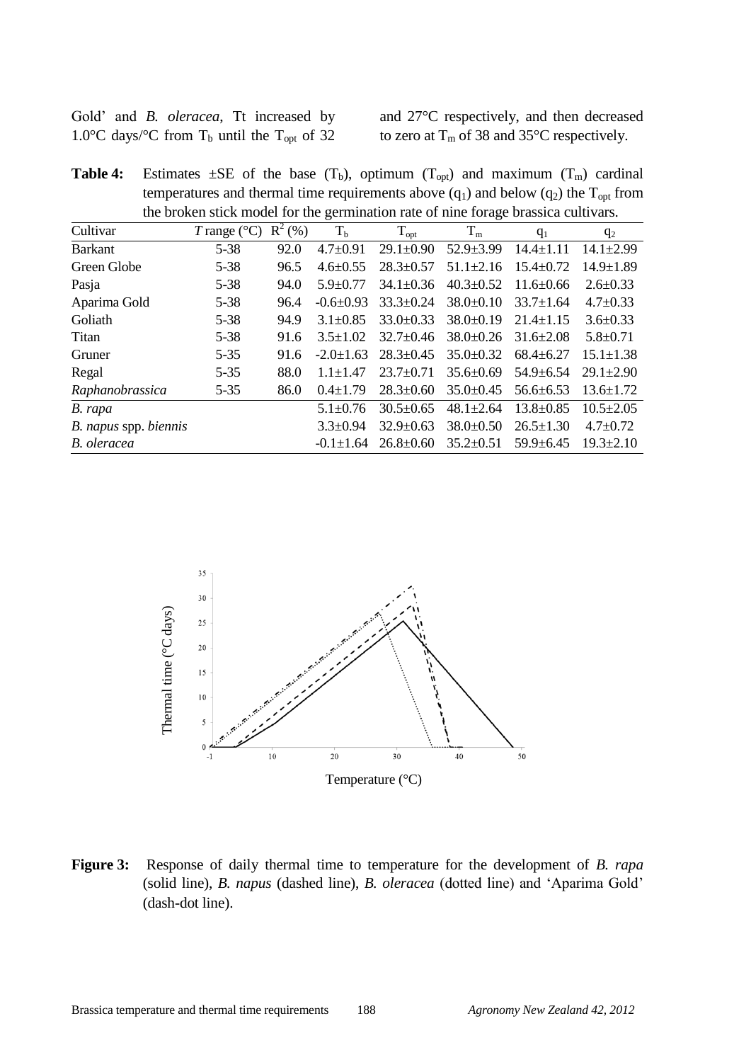Gold' and *B. oleracea*, Tt increased by 1.0°C days/°C from $T_b$ until the $T_{opt}$ of 32 and 27°C respectively, and then decreased to zero at $T_m$ of 38 and 35°C respectively.

**Table 4:** Estimates ±SE of the base ($T_b$), optimum ($T_{opt}$) and maximum ($T_m$) cardinal temperatures and thermal time requirements above ($q_1$) and below ($q_2$) the $T_{opt}$ from the broken stick model for the germination rate of nine forage brassica cultivars.

| Cultivar | *T* range (°C) | $R^2$ (%) | $T_b$ | $T_{opt}$ | $T_m$ | $q_1$ | $q_2$ |
|---|---|---|---|---|---|---|---|
| Barkant | 5-38 | 92.0 | 4.7±0.91 | 29.1±0.90 | 52.9±3.99 | 14.4±1.11 | 14.1±2.99 |
| Green Globe | 5-38 | 96.5 | 4.6±0.55 | 28.3±0.57 | 51.1±2.16 | 15.4±0.72 | 14.9±1.89 |
| Pasja | 5-38 | 94.0 | 5.9±0.77 | 34.1±0.36 | 40.3±0.52 | 11.6±0.66 | 2.6±0.33 |
| Aparima Gold | 5-38 | 96.4 | -0.6±0.93 | 33.3±0.24 | 38.0±0.10 | 33.7±1.64 | 4.7±0.33 |
| Goliath | 5-38 | 94.9 | 3.1±0.85 | 33.0±0.33 | 38.0±0.19 | 21.4±1.15 | 3.6±0.33 |
| Titan | 5-38 | 91.6 | 3.5±1.02 | 32.7±0.46 | 38.0±0.26 | 31.6±2.08 | 5.8±0.71 |
| Gruner | 5-35 | 91.6 | -2.0±1.63 | 28.3±0.45 | 35.0±0.32 | 68.4±6.27 | 15.1±1.38 |
| Regal | 5-35 | 88.0 | 1.1±1.47 | 23.7±0.71 | 35.6±0.69 | 54.9±6.54 | 29.1±2.90 |
| *Raphanobrassica* | 5-35 | 86.0 | 0.4±1.79 | 28.3±0.60 | 35.0±0.45 | 56.6±6.53 | 13.6±1.72 |
| *B. rapa* | | | 5.1±0.76 | 30.5±0.65 | 48.1±2.64 | 13.8±0.85 | 10.5±2.05 |
| *B. napus* spp. *biennis* | | | 3.3±0.94 | 32.9±0.63 | 38.0±0.50 | 26.5±1.30 | 4.7±0.72 |
| *B. oleracea* | | | -0.1±1.64 | 26.8±0.60 | 35.2±0.51 | 59.9±6.45 | 19.3±2.10 |

**Figure 3:** Response of daily thermal time to temperature for the development of *B. rapa* (solid line), *B. napus* (dashed line), *B. oleracea* (dotted line) and 'Aparima Gold' (dash-dot line).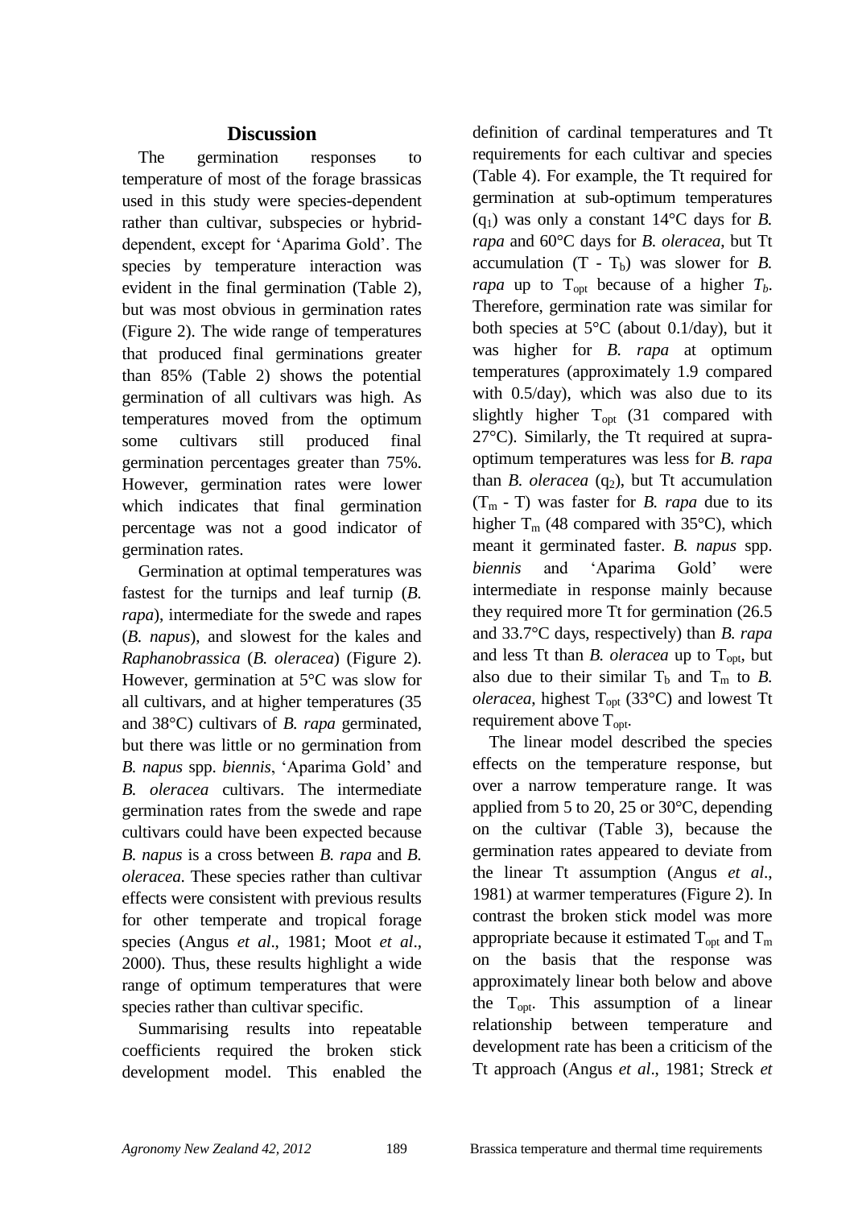## Discussion

The germination responses to temperature of most of the forage brassicas used in this study were species-dependent rather than cultivar, subspecies or hybrid-dependent, except for 'Aparima Gold'. The species by temperature interaction was evident in the final germination (Table 2), but was most obvious in germination rates (Figure 2). The wide range of temperatures that produced final germinations greater than 85% (Table 2) shows the potential germination of all cultivars was high. As temperatures moved from the optimum some cultivars still produced final germination percentages greater than 75%. However, germination rates were lower which indicates that final germination percentage was not a good indicator of germination rates.

Germination at optimal temperatures was fastest for the turnips and leaf turnip (*B. rapa*), intermediate for the swede and rapes (*B. napus*), and slowest for the kales and *Raphanobrassica* (*B. oleracea*) (Figure 2). However, germination at 5°C was slow for all cultivars, and at higher temperatures (35 and 38°C) cultivars of *B. rapa* germinated, but there was little or no germination from *B. napus* spp. *biennis*, 'Aparima Gold' and *B. oleracea* cultivars. The intermediate germination rates from the swede and rape cultivars could have been expected because *B. napus* is a cross between *B. rapa* and *B. oleracea*. These species rather than cultivar effects were consistent with previous results for other temperate and tropical forage species (Angus *et al*., 1981; Moot *et al*., 2000). Thus, these results highlight a wide range of optimum temperatures that were species rather than cultivar specific.

Summarising results into repeatable coefficients required the broken stick development model. This enabled the definition of cardinal temperatures and Tt requirements for each cultivar and species (Table 4). For example, the Tt required for germination at sub-optimum temperatures ($q_1$) was only a constant 14°C days for *B. rapa* and 60°C days for *B. oleracea*, but Tt accumulation ($T - T_b$) was slower for *B. rapa* up to $T_{opt}$ because of a higher $T_b$. Therefore, germination rate was similar for both species at 5°C (about 0.1/day), but it was higher for *B. rapa* at optimum temperatures (approximately 1.9 compared with 0.5/day), which was also due to its slightly higher $T_{opt}$ (31 compared with 27°C). Similarly, the Tt required at supra-optimum temperatures was less for *B. rapa* than *B. oleracea* ($q_2$), but Tt accumulation ($T_m - T$) was faster for *B. rapa* due to its higher $T_m$ (48 compared with 35°C), which meant it germinated faster. *B. napus* spp. *biennis* and 'Aparima Gold' were intermediate in response mainly because they required more Tt for germination (26.5 and 33.7°C days, respectively) than *B. rapa* and less Tt than *B. oleracea* up to $T_{opt}$, but also due to their similar $T_b$ and $T_m$ to *B. oleracea*, highest $T_{opt}$ (33°C) and lowest Tt requirement above $T_{opt}$.

The linear model described the species effects on the temperature response, but over a narrow temperature range. It was applied from 5 to 20, 25 or 30°C, depending on the cultivar (Table 3), because the germination rates appeared to deviate from the linear Tt assumption (Angus *et al*., 1981) at warmer temperatures (Figure 2). In contrast the broken stick model was more appropriate because it estimated $T_{opt}$ and $T_m$ on the basis that the response was approximately linear both below and above the $T_{opt}$. This assumption of a linear relationship between temperature and development rate has been a criticism of the Tt approach (Angus *et al*., 1981; Streck *et*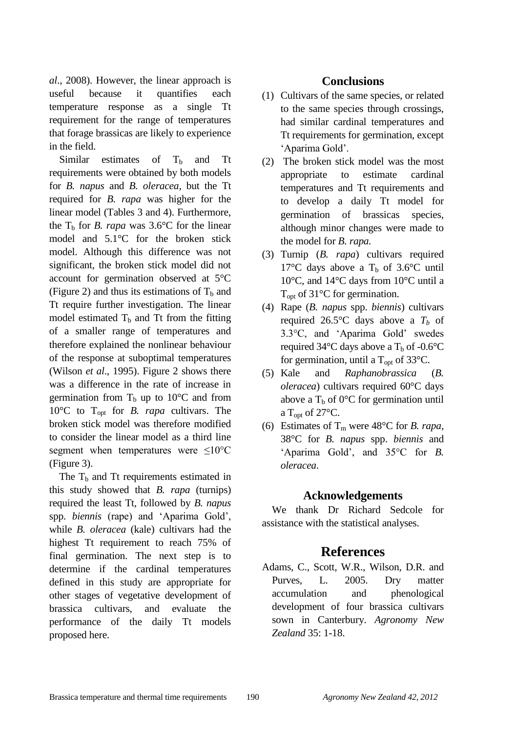*al*., 2008). However, the linear approach is useful because it quantifies each temperature response as a single Tt requirement for the range of temperatures that forage brassicas are likely to experience in the field.

Similar estimates of $T_b$ and Tt requirements were obtained by both models for *B. napus* and *B. oleracea*, but the Tt required for *B. rapa* was higher for the linear model (Tables 3 and 4). Furthermore, the $T_b$ for *B. rapa* was 3.6°C for the linear model and 5.1°C for the broken stick model. Although this difference was not significant, the broken stick model did not account for germination observed at 5°C (Figure 2) and thus its estimations of $T_b$ and Tt require further investigation. The linear model estimated $T_b$ and Tt from the fitting of a smaller range of temperatures and therefore explained the nonlinear behaviour of the response at suboptimal temperatures (Wilson *et al*., 1995). Figure 2 shows there was a difference in the rate of increase in germination from $T_b$ up to 10°C and from 10°C to $T_{opt}$ for *B. rapa* cultivars. The broken stick model was therefore modified to consider the linear model as a third line segment when temperatures were ≤10°C (Figure 3).

The $T_b$ and Tt requirements estimated in this study showed that *B. rapa* (turnips) required the least Tt, followed by *B. napus* spp. *biennis* (rape) and 'Aparima Gold', while *B. oleracea* (kale) cultivars had the highest Tt requirement to reach 75% of final germination. The next step is to determine if the cardinal temperatures defined in this study are appropriate for other stages of vegetative development of brassica cultivars, and evaluate the performance of the daily Tt models proposed here.

## Conclusions

(1) Cultivars of the same species, or related to the same species through crossings, had similar cardinal temperatures and Tt requirements for germination, except 'Aparima Gold'.

(2) The broken stick model was the most appropriate to estimate cardinal temperatures and Tt requirements and to develop a daily Tt model for germination of brassicas species, although minor changes were made to the model for *B. rapa.*

(3) Turnip (*B. rapa*) cultivars required 17°C days above a $T_b$ of 3.6°C until 10°C, and 14°C days from 10°C until a $T_{opt}$ of 31°C for germination.

(4) Rape (*B. napus* spp. *biennis*) cultivars required 26.5°C days above a $T_b$ of 3.3°C, and 'Aparima Gold' swedes required 34°C days above a $T_b$ of -0.6°C for germination, until a $T_{opt}$ of 33°C.

(5) Kale and *Raphanobrassica* (*B. oleracea*) cultivars required 60°C days above a $T_b$ of 0°C for germination until a $T_{opt}$ of 27°C.

(6) Estimates of $T_m$ were 48°C for *B. rapa*, 38°C for *B. napus* spp. *biennis* and 'Aparima Gold', and 35°C for *B. oleracea*.

## Acknowledgements

We thank Dr Richard Sedcole for assistance with the statistical analyses.

## References

Adams, C., Scott, W.R., Wilson, D.R. and Purves, L. 2005. Dry matter accumulation and phenological development of four brassica cultivars sown in Canterbury. *Agronomy New Zealand* 35: 1-18.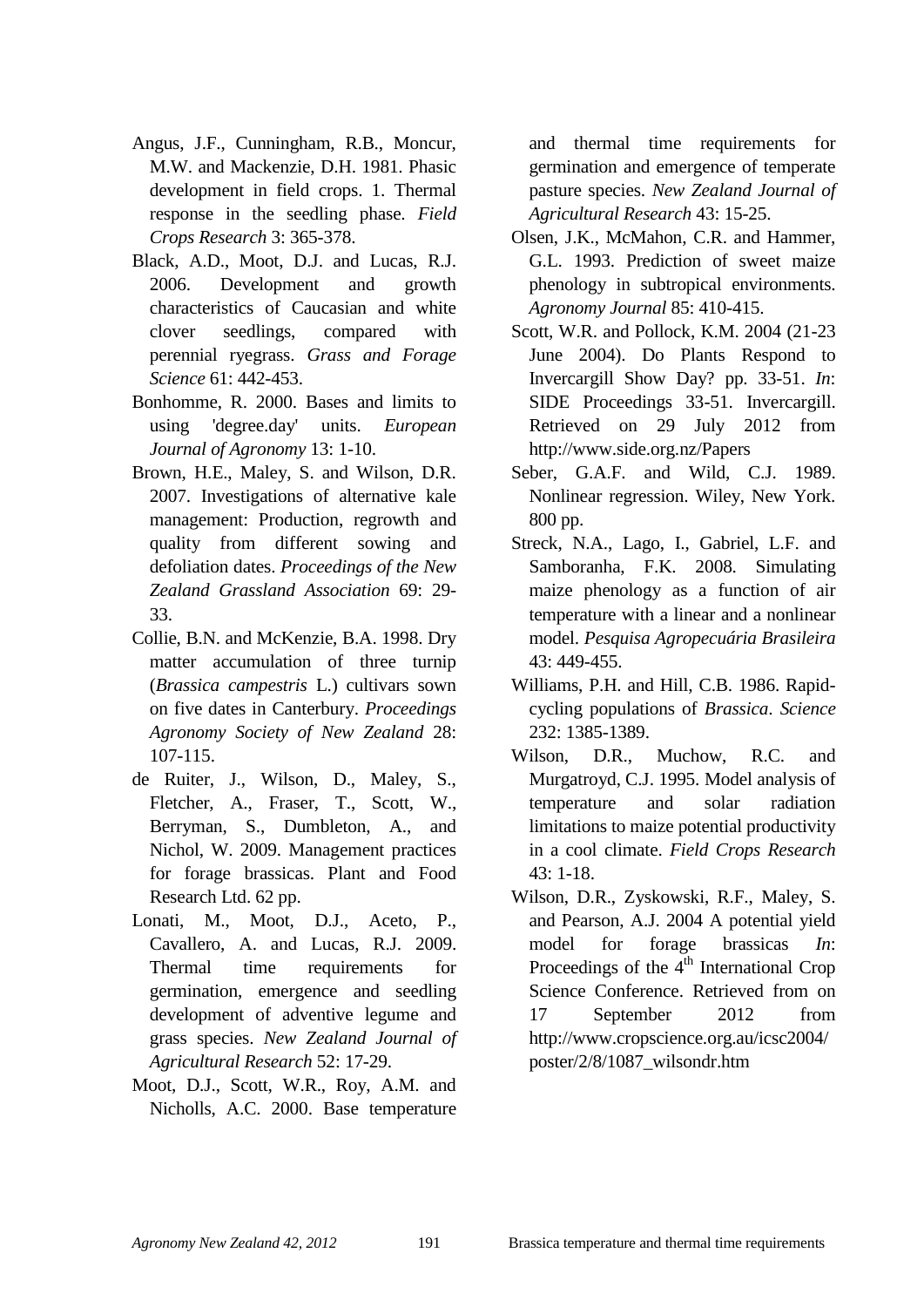Angus, J.F., Cunningham, R.B., Moncur, M.W. and Mackenzie, D.H. 1981. Phasic development in field crops. 1. Thermal response in the seedling phase. *Field Crops Research* 3: 365-378.

Black, A.D., Moot, D.J. and Lucas, R.J. 2006. Development and growth characteristics of Caucasian and white clover seedlings, compared with perennial ryegrass. *Grass and Forage Science* 61: 442-453.

Bonhomme, R. 2000. Bases and limits to using 'degree.day' units. *European Journal of Agronomy* 13: 1-10.

Brown, H.E., Maley, S. and Wilson, D.R. 2007. Investigations of alternative kale management: Production, regrowth and quality from different sowing and defoliation dates. *Proceedings of the New Zealand Grassland Association* 69: 29-33.

Collie, B.N. and McKenzie, B.A. 1998. Dry matter accumulation of three turnip (*Brassica campestris* L.) cultivars sown on five dates in Canterbury. *Proceedings Agronomy Society of New Zealand* 28: 107-115.

de Ruiter, J., Wilson, D., Maley, S., Fletcher, A., Fraser, T., Scott, W., Berryman, S., Dumbleton, A., and Nichol, W. 2009. Management practices for forage brassicas. Plant and Food Research Ltd. 62 pp.

Lonati, M., Moot, D.J., Aceto, P., Cavallero, A. and Lucas, R.J. 2009. Thermal time requirements for germination, emergence and seedling development of adventive legume and grass species. *New Zealand Journal of Agricultural Research* 52: 17-29.

Moot, D.J., Scott, W.R., Roy, A.M. and Nicholls, A.C. 2000. Base temperature and thermal time requirements for germination and emergence of temperate pasture species. *New Zealand Journal of Agricultural Research* 43: 15-25.

Olsen, J.K., McMahon, C.R. and Hammer, G.L. 1993. Prediction of sweet maize phenology in subtropical environments. *Agronomy Journal* 85: 410-415.

Scott, W.R. and Pollock, K.M. 2004 (21-23 June 2004). Do Plants Respond to Invercargill Show Day? pp. 33-51. *In*: SIDE Proceedings 33-51. Invercargill. Retrieved on 29 July 2012 from http://www.side.org.nz/Papers

Seber, G.A.F. and Wild, C.J. 1989. Nonlinear regression. Wiley, New York. 800 pp.

Streck, N.A., Lago, I., Gabriel, L.F. and Samboranha, F.K. 2008. Simulating maize phenology as a function of air temperature with a linear and a nonlinear model. *Pesquisa Agropecuária Brasileira* 43: 449-455.

Williams, P.H. and Hill, C.B. 1986. Rapid-cycling populations of *Brassica*. *Science* 232: 1385-1389.

Wilson, D.R., Muchow, R.C. and Murgatroyd, C.J. 1995. Model analysis of temperature and solar radiation limitations to maize potential productivity in a cool climate. *Field Crops Research* 43: 1-18.

Wilson, D.R., Zyskowski, R.F., Maley, S. and Pearson, A.J. 2004 A potential yield model for forage brassicas *In*: Proceedings of the 4th International Crop Science Conference. Retrieved from on 17 September 2012 from http://www.cropscience.org.au/icsc2004/poster/2/8/1087_wilsondr.htm